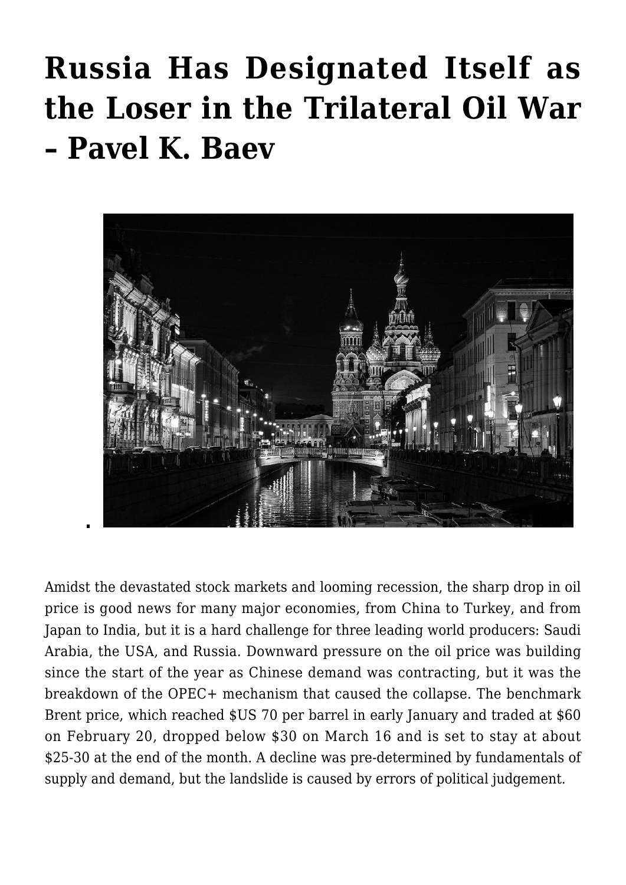# Russia Has Designated Itself as the Loser in the Trilateral Oil War – Pavel K. Baev

Amidst the devastated stock markets and looming recession, the sharp drop in oil price is good news for many major economies, from China to Turkey, and from Japan to India, but it is a hard challenge for three leading world producers: Saudi Arabia, the USA, and Russia. Downward pressure on the oil price was building since the start of the year as Chinese demand was contracting, but it was the breakdown of the OPEC+ mechanism that caused the collapse. The benchmark Brent price, which reached $US 70 per barrel in early January and traded at $60 on February 20, dropped below $30 on March 16 and is set to stay at about $25-30 at the end of the month. A decline was pre-determined by fundamentals of supply and demand, but the landslide is caused by errors of political judgement.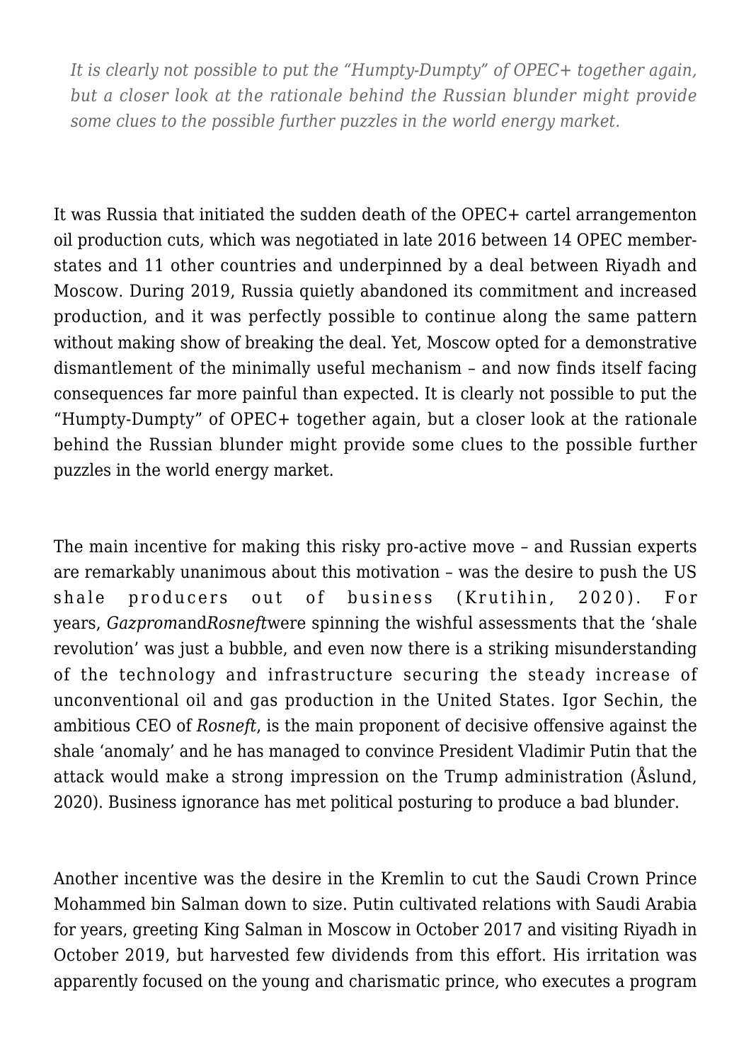> *It is clearly not possible to put the "Humpty-Dumpty" of OPEC+ together again, but a closer look at the rationale behind the Russian blunder might provide some clues to the possible further puzzles in the world energy market.*

It was Russia that initiated the sudden death of the OPEC+ cartel arrangementon oil production cuts, which was negotiated in late 2016 between 14 OPEC member-states and 11 other countries and underpinned by a deal between Riyadh and Moscow. During 2019, Russia quietly abandoned its commitment and increased production, and it was perfectly possible to continue along the same pattern without making show of breaking the deal. Yet, Moscow opted for a demonstrative dismantlement of the minimally useful mechanism – and now finds itself facing consequences far more painful than expected. It is clearly not possible to put the "Humpty-Dumpty" of OPEC+ together again, but a closer look at the rationale behind the Russian blunder might provide some clues to the possible further puzzles in the world energy market.

The main incentive for making this risky pro-active move – and Russian experts are remarkably unanimous about this motivation – was the desire to push the US shale producers out of business (Krutihin, 2020). For years, *Gazprom*and*Rosneft*were spinning the wishful assessments that the 'shale revolution' was just a bubble, and even now there is a striking misunderstanding of the technology and infrastructure securing the steady increase of unconventional oil and gas production in the United States. Igor Sechin, the ambitious CEO of *Rosneft*, is the main proponent of decisive offensive against the shale 'anomaly' and he has managed to convince President Vladimir Putin that the attack would make a strong impression on the Trump administration (Åslund, 2020). Business ignorance has met political posturing to produce a bad blunder.

Another incentive was the desire in the Kremlin to cut the Saudi Crown Prince Mohammed bin Salman down to size. Putin cultivated relations with Saudi Arabia for years, greeting King Salman in Moscow in October 2017 and visiting Riyadh in October 2019, but harvested few dividends from this effort. His irritation was apparently focused on the young and charismatic prince, who executes a program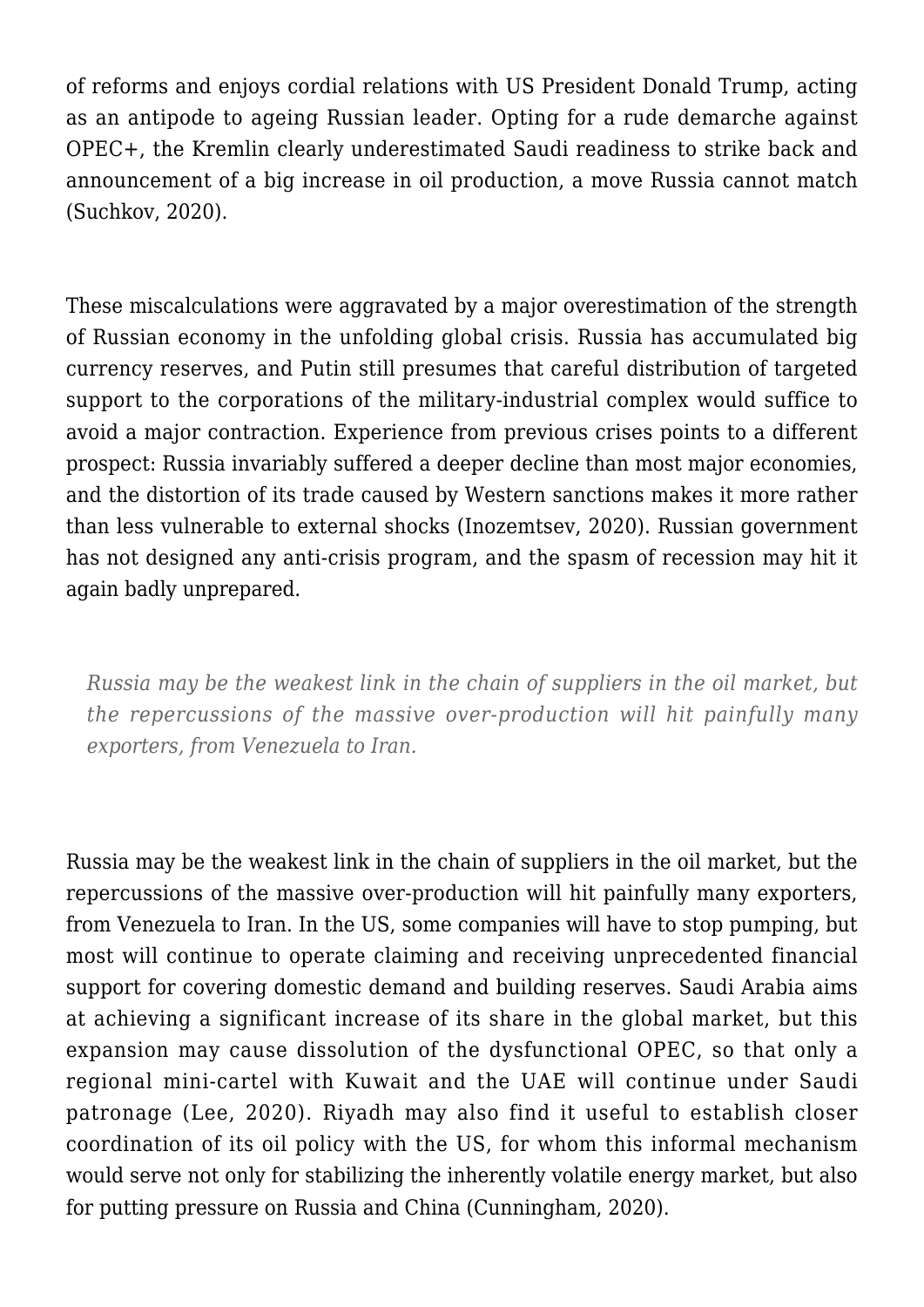of reforms and enjoys cordial relations with US President Donald Trump, acting as an antipode to ageing Russian leader. Opting for a rude demarche against OPEC+, the Kremlin clearly underestimated Saudi readiness to strike back and announcement of a big increase in oil production, a move Russia cannot match (Suchkov, 2020).

These miscalculations were aggravated by a major overestimation of the strength of Russian economy in the unfolding global crisis. Russia has accumulated big currency reserves, and Putin still presumes that careful distribution of targeted support to the corporations of the military-industrial complex would suffice to avoid a major contraction. Experience from previous crises points to a different prospect: Russia invariably suffered a deeper decline than most major economies, and the distortion of its trade caused by Western sanctions makes it more rather than less vulnerable to external shocks (Inozemtsev, 2020). Russian government has not designed any anti-crisis program, and the spasm of recession may hit it again badly unprepared.

> *Russia may be the weakest link in the chain of suppliers in the oil market, but the repercussions of the massive over-production will hit painfully many exporters, from Venezuela to Iran.*

Russia may be the weakest link in the chain of suppliers in the oil market, but the repercussions of the massive over-production will hit painfully many exporters, from Venezuela to Iran. In the US, some companies will have to stop pumping, but most will continue to operate claiming and receiving unprecedented financial support for covering domestic demand and building reserves. Saudi Arabia aims at achieving a significant increase of its share in the global market, but this expansion may cause dissolution of the dysfunctional OPEC, so that only a regional mini-cartel with Kuwait and the UAE will continue under Saudi patronage (Lee, 2020). Riyadh may also find it useful to establish closer coordination of its oil policy with the US, for whom this informal mechanism would serve not only for stabilizing the inherently volatile energy market, but also for putting pressure on Russia and China (Cunningham, 2020).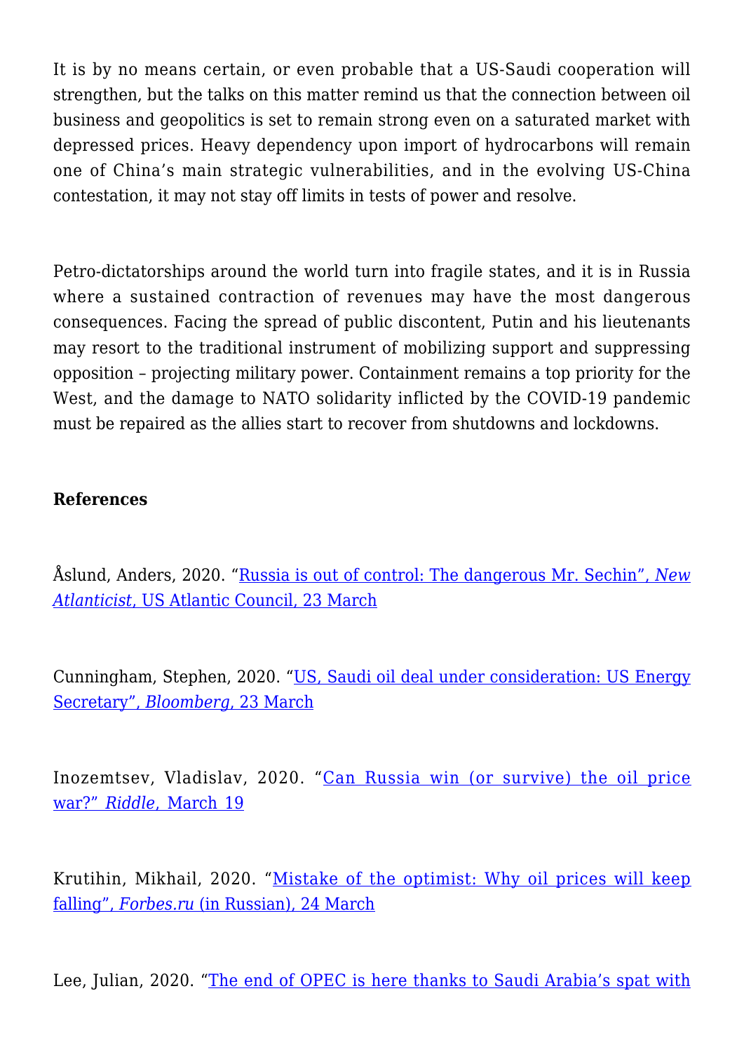It is by no means certain, or even probable that a US-Saudi cooperation will strengthen, but the talks on this matter remind us that the connection between oil business and geopolitics is set to remain strong even on a saturated market with depressed prices. Heavy dependency upon import of hydrocarbons will remain one of China's main strategic vulnerabilities, and in the evolving US-China contestation, it may not stay off limits in tests of power and resolve.

Petro-dictatorships around the world turn into fragile states, and it is in Russia where a sustained contraction of revenues may have the most dangerous consequences. Facing the spread of public discontent, Putin and his lieutenants may resort to the traditional instrument of mobilizing support and suppressing opposition – projecting military power. Containment remains a top priority for the West, and the damage to NATO solidarity inflicted by the COVID-19 pandemic must be repaired as the allies start to recover from shutdowns and lockdowns.

**References**

Åslund, Anders, 2020. "Russia is out of control: The dangerous Mr. Sechin", *New Atlanticist*, US Atlantic Council, 23 March

Cunningham, Stephen, 2020. "US, Saudi oil deal under consideration: US Energy Secretary", *Bloomberg*, 23 March

Inozemtsev, Vladislav, 2020. "Can Russia win (or survive) the oil price war?" *Riddle*, March 19

Krutihin, Mikhail, 2020. "Mistake of the optimist: Why oil prices will keep falling", *Forbes.ru* (in Russian), 24 March

Lee, Julian, 2020. "The end of OPEC is here thanks to Saudi Arabia's spat with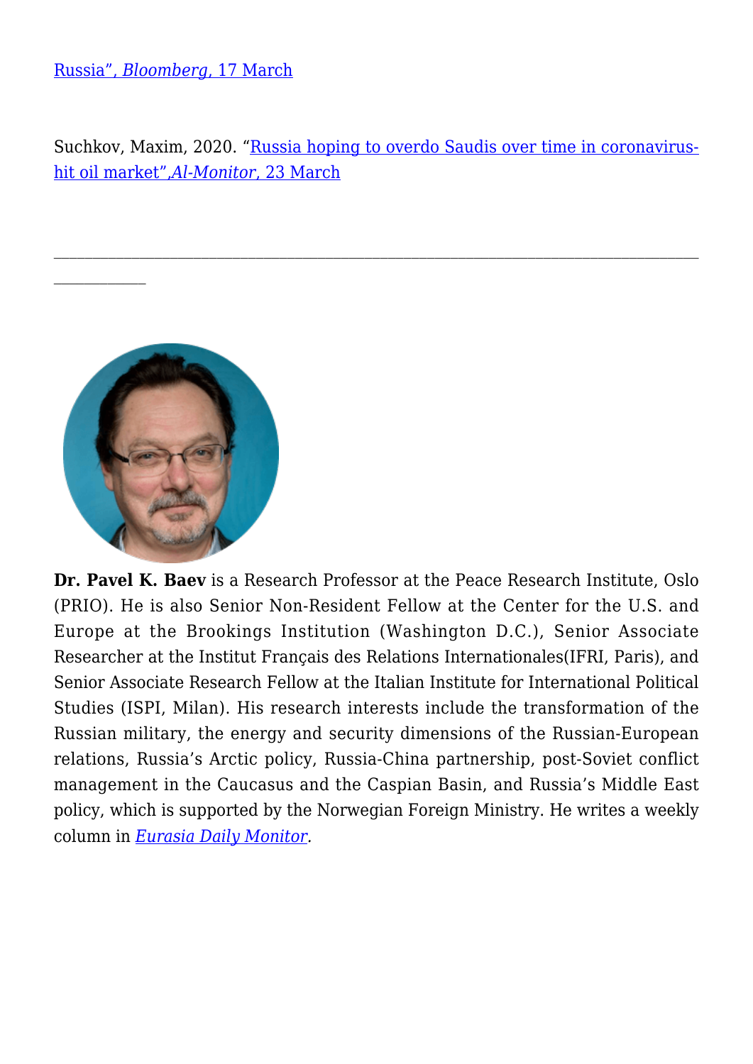Russia", *Bloomberg*, 17 March

Suchkov, Maxim, 2020. "Russia hoping to overdo Saudis over time in coronavirus-hit oil market",*Al-Monitor*, 23 March

---

**Dr. Pavel K. Baev** is a Research Professor at the Peace Research Institute, Oslo (PRIO). He is also Senior Non-Resident Fellow at the Center for the U.S. and Europe at the Brookings Institution (Washington D.C.), Senior Associate Researcher at the Institut Français des Relations Internationales(IFRI, Paris), and Senior Associate Research Fellow at the Italian Institute for International Political Studies (ISPI, Milan). His research interests include the transformation of the Russian military, the energy and security dimensions of the Russian-European relations, Russia's Arctic policy, Russia-China partnership, post-Soviet conflict management in the Caucasus and the Caspian Basin, and Russia's Middle East policy, which is supported by the Norwegian Foreign Ministry. He writes a weekly column in *Eurasia Daily Monitor*.